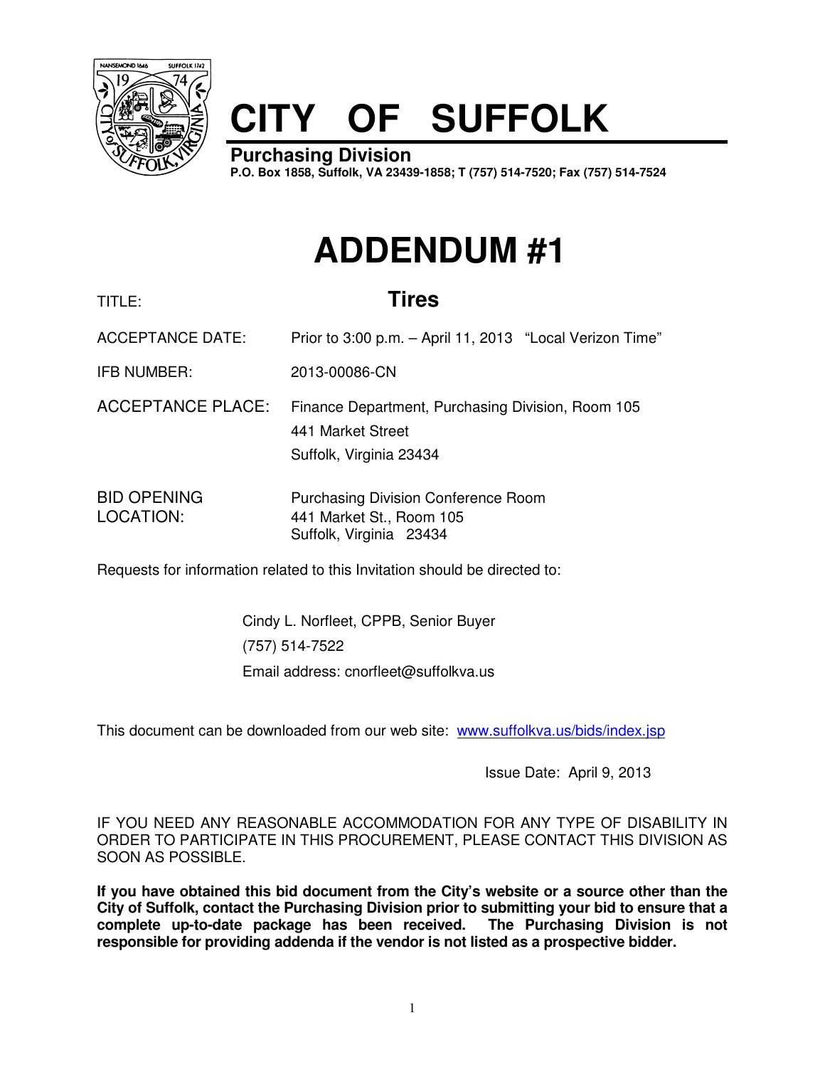# CITY OF SUFFOLK

**Purchasing Division**

**P.O. Box 1858, Suffolk, VA 23439-1858; T (757) 514-7520; Fax (757) 514-7524**

# ADDENDUM #1

| | |
|---|---|
| TITLE: | **Tires** |
| ACCEPTANCE DATE: | Prior to 3:00 p.m. – April 11, 2013 "Local Verizon Time" |
| IFB NUMBER: | 2013-00086-CN |
| ACCEPTANCE PLACE: | Finance Department, Purchasing Division, Room 105<br>441 Market Street<br>Suffolk, Virginia 23434 |
| BID OPENING LOCATION: | Purchasing Division Conference Room<br>441 Market St., Room 105<br>Suffolk, Virginia 23434 |

Requests for information related to this Invitation should be directed to:

Cindy L. Norfleet, CPPB, Senior Buyer
(757) 514-7522
Email address: cnorfleet@suffolkva.us

This document can be downloaded from our web site: www.suffolkva.us/bids/index.jsp

Issue Date: April 9, 2013

IF YOU NEED ANY REASONABLE ACCOMMODATION FOR ANY TYPE OF DISABILITY IN ORDER TO PARTICIPATE IN THIS PROCUREMENT, PLEASE CONTACT THIS DIVISION AS SOON AS POSSIBLE.

**If you have obtained this bid document from the City's website or a source other than the City of Suffolk, contact the Purchasing Division prior to submitting your bid to ensure that a complete up-to-date package has been received. The Purchasing Division is not responsible for providing addenda if the vendor is not listed as a prospective bidder.**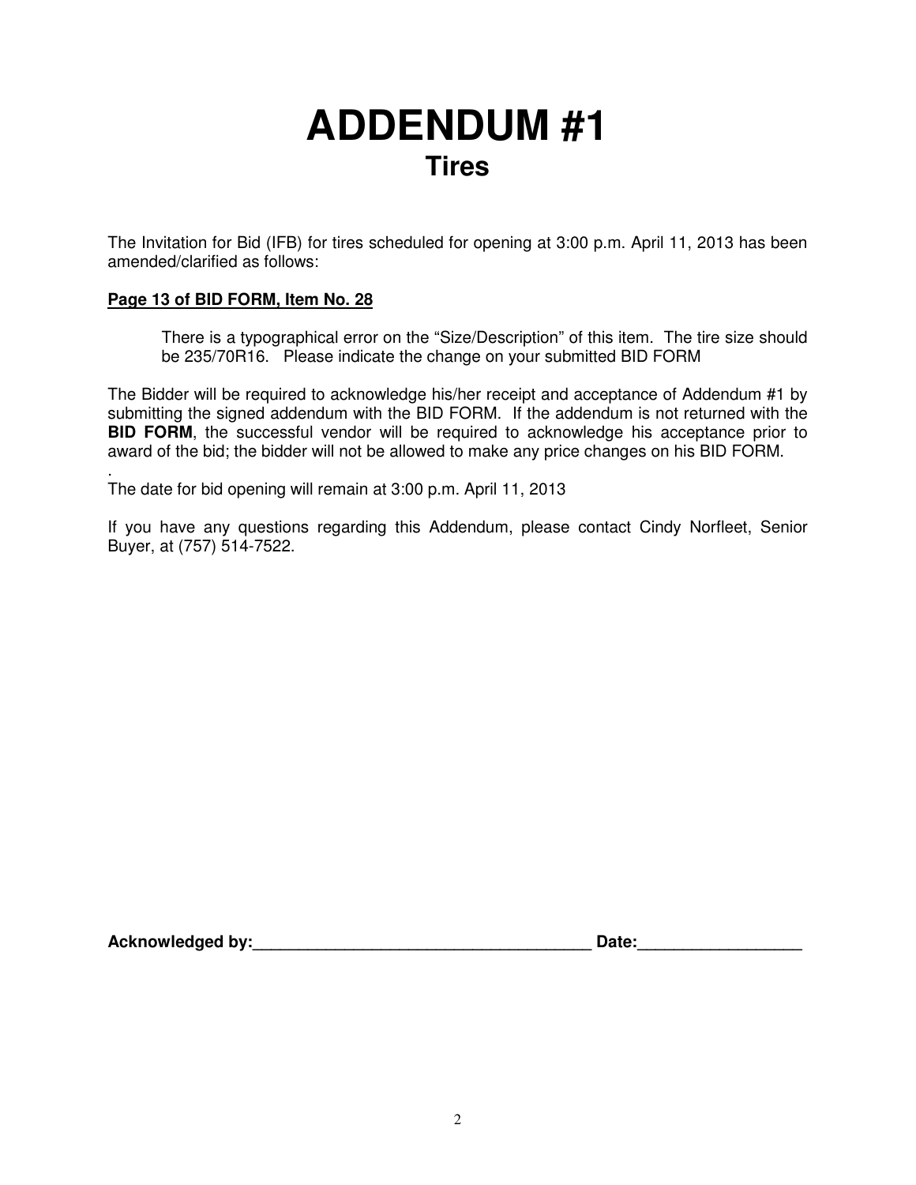# ADDENDUM #1

## Tires

The Invitation for Bid (IFB) for tires scheduled for opening at 3:00 p.m. April 11, 2013 has been amended/clarified as follows:

**Page 13 of BID FORM, Item No. 28**

> There is a typographical error on the "Size/Description" of this item. The tire size should be 235/70R16. Please indicate the change on your submitted BID FORM

The Bidder will be required to acknowledge his/her receipt and acceptance of Addendum #1 by submitting the signed addendum with the BID FORM. If the addendum is not returned with the **BID FORM**, the successful vendor will be required to acknowledge his acceptance prior to award of the bid; the bidder will not be allowed to make any price changes on his BID FORM.

.

The date for bid opening will remain at 3:00 p.m. April 11, 2013

If you have any questions regarding this Addendum, please contact Cindy Norfleet, Senior Buyer, at (757) 514-7522.

**Acknowledged by:**______________________________________ **Date:**__________________